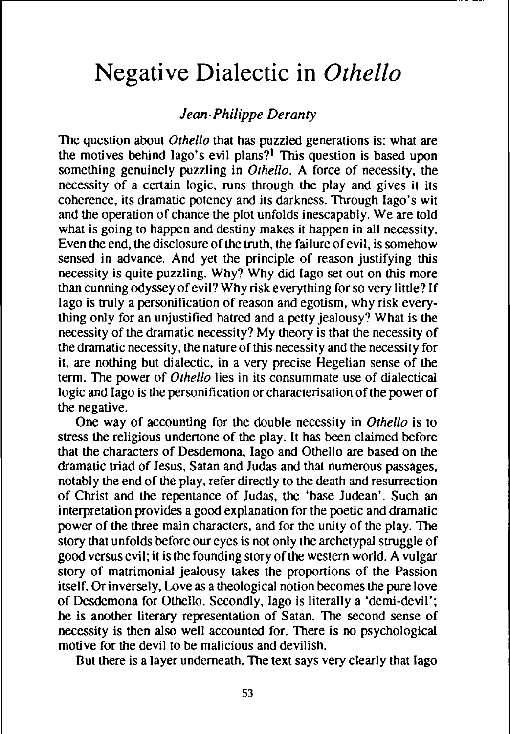# Negative Dialectic in *Othello*

*Jean-Philippe Deranty*

The question about *Othello* that has puzzled generations is: what are the motives behind Iago's evil plans?[1] This question is based upon something genuinely puzzling in *Othello*. A force of necessity, the necessity of a certain logic, runs through the play and gives it its coherence, its dramatic potency and its darkness. Through Iago's wit and the operation of chance the plot unfolds inescapably. We are told what is going to happen and destiny makes it happen in all necessity. Even the end, the disclosure of the truth, the failure of evil, is somehow sensed in advance. And yet the principle of reason justifying this necessity is quite puzzling. Why? Why did Iago set out on this more than cunning odyssey of evil? Why risk everything for so very little? If Iago is truly a personification of reason and egotism, why risk everything only for an unjustified hatred and a petty jealousy? What is the necessity of the dramatic necessity? My theory is that the necessity of the dramatic necessity, the nature of this necessity and the necessity for it, are nothing but dialectic, in a very precise Hegelian sense of the term. The power of *Othello* lies in its consummate use of dialectical logic and Iago is the personification or characterisation of the power of the negative.

One way of accounting for the double necessity in *Othello* is to stress the religious undertone of the play. It has been claimed before that the characters of Desdemona, Iago and Othello are based on the dramatic triad of Jesus, Satan and Judas and that numerous passages, notably the end of the play, refer directly to the death and resurrection of Christ and the repentance of Judas, the 'base Judean'. Such an interpretation provides a good explanation for the poetic and dramatic power of the three main characters, and for the unity of the play. The story that unfolds before our eyes is not only the archetypal struggle of good versus evil; it is the founding story of the western world. A vulgar story of matrimonial jealousy takes the proportions of the Passion itself. Or inversely, Love as a theological notion becomes the pure love of Desdemona for Othello. Secondly, Iago is literally a 'demi-devil'; he is another literary representation of Satan. The second sense of necessity is then also well accounted for. There is no psychological motive for the devil to be malicious and devilish.

But there is a layer underneath. The text says very clearly that Iago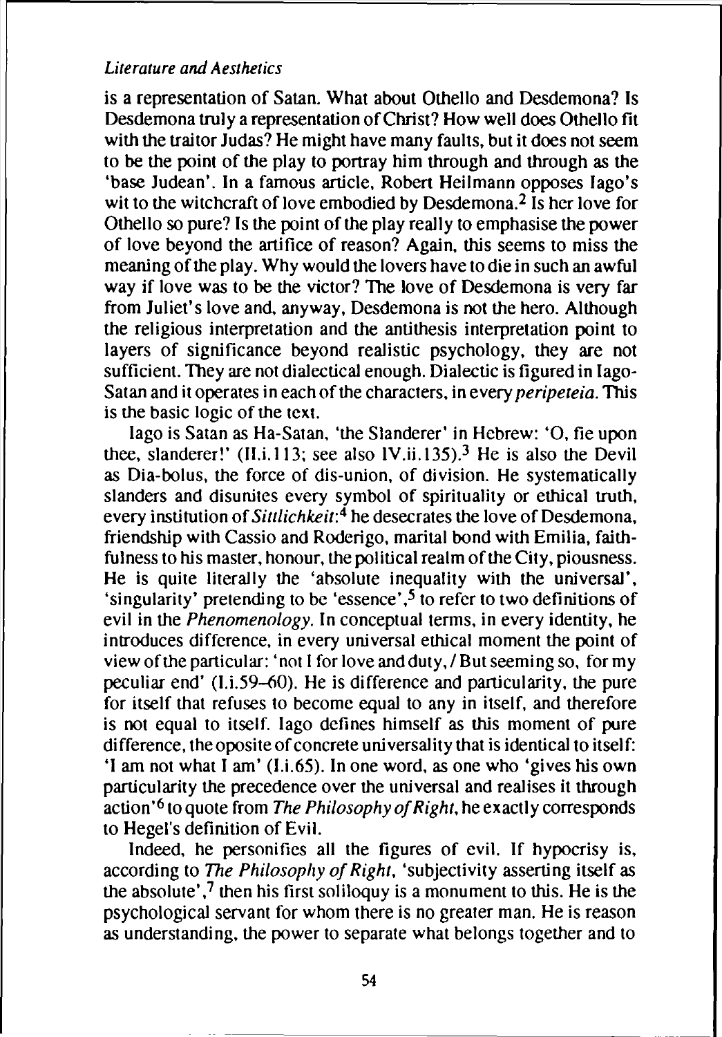is a representation of Satan. What about Othello and Desdemona? Is Desdemona truly a representation of Christ? How well does Othello fit with the traitor Judas? He might have many faults, but it does not seem to be the point of the play to portray him through and through as the 'base Judean'. In a famous article, Robert Heilmann opposes Iago's wit to the witchcraft of love embodied by Desdemona.[2] Is her love for Othello so pure? Is the point of the play really to emphasise the power of love beyond the artifice of reason? Again, this seems to miss the meaning of the play. Why would the lovers have to die in such an awful way if love was to be the victor? The love of Desdemona is very far from Juliet's love and, anyway, Desdemona is not the hero. Although the religious interpretation and the antithesis interpretation point to layers of significance beyond realistic psychology, they are not sufficient. They are not dialectical enough. Dialectic is figured in Iago-Satan and it operates in each of the characters, in every *peripeteia*. This is the basic logic of the text.

Iago is Satan as Ha-Satan, 'the Slanderer' in Hebrew: 'O, fie upon thee, slanderer!' (II.i.113; see also IV.ii.135).[3] He is also the Devil as Dia-bolus, the force of dis-union, of division. He systematically slanders and disunites every symbol of spirituality or ethical truth, every institution of *Sittlichkeit*:[4] he desecrates the love of Desdemona, friendship with Cassio and Roderigo, marital bond with Emilia, faithfulness to his master, honour, the political realm of the City, piousness. He is quite literally the 'absolute inequality with the universal', 'singularity' pretending to be 'essence',[5] to refer to two definitions of evil in the *Phenomenology*. In conceptual terms, in every identity, he introduces difference, in every universal ethical moment the point of view of the particular: 'not I for love and duty, / But seeming so, for my peculiar end' (I.i.59–60). He is difference and particularity, the pure for itself that refuses to become equal to any in itself, and therefore is not equal to itself. Iago defines himself as this moment of pure difference, the oposite of concrete universality that is identical to itself: 'I am not what I am' (I.i.65). In one word, as one who 'gives his own particularity the precedence over the universal and realises it through action'[6] to quote from *The Philosophy of Right*, he exactly corresponds to Hegel's definition of Evil.

Indeed, he personifies all the figures of evil. If hypocrisy is, according to *The Philosophy of Right*, 'subjectivity asserting itself as the absolute',[7] then his first soliloquy is a monument to this. He is the psychological servant for whom there is no greater man. He is reason as understanding, the power to separate what belongs together and to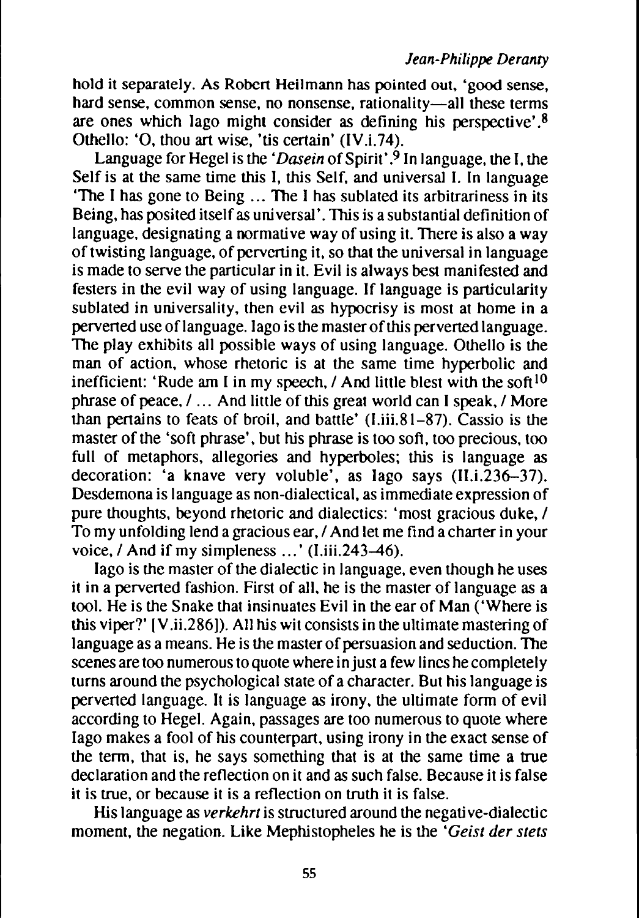hold it separately. As Robert Heilmann has pointed out, 'good sense, hard sense, common sense, no nonsense, rationality—all these terms are ones which Iago might consider as defining his perspective'.[8] Othello: 'O, thou art wise, 'tis certain' (IV.i.74).

Language for Hegel is the '*Dasein* of Spirit'.[9] In language, the I, the Self is at the same time this I, this Self, and universal I. In language 'The I has gone to Being ... The I has sublated its arbitrariness in its Being, has posited itself as universal'. This is a substantial definition of language, designating a normative way of using it. There is also a way of twisting language, of perverting it, so that the universal in language is made to serve the particular in it. Evil is always best manifested and festers in the evil way of using language. If language is particularity sublated in universality, then evil as hypocrisy is most at home in a perverted use of language. Iago is the master of this perverted language. The play exhibits all possible ways of using language. Othello is the man of action, whose rhetoric is at the same time hyperbolic and inefficient: 'Rude am I in my speech, / And little blest with the soft[10] phrase of peace, / ... And little of this great world can I speak, / More than pertains to feats of broil, and battle' (I.iii.81–87). Cassio is the master of the 'soft phrase', but his phrase is too soft, too precious, too full of metaphors, allegories and hyperboles; this is language as decoration: 'a knave very voluble', as Iago says (II.i.236–37). Desdemona is language as non-dialectical, as immediate expression of pure thoughts, beyond rhetoric and dialectics: 'most gracious duke, / To my unfolding lend a gracious ear, / And let me find a charter in your voice, / And if my simpleness ...' (I.iii.243–46).

Iago is the master of the dialectic in language, even though he uses it in a perverted fashion. First of all, he is the master of language as a tool. He is the Snake that insinuates Evil in the ear of Man ('Where is this viper?' [V.ii.286]). All his wit consists in the ultimate mastering of language as a means. He is the master of persuasion and seduction. The scenes are too numerous to quote where in just a few lines he completely turns around the psychological state of a character. But his language is perverted language. It is language as irony, the ultimate form of evil according to Hegel. Again, passages are too numerous to quote where Iago makes a fool of his counterpart, using irony in the exact sense of the term, that is, he says something that is at the same time a true declaration and the reflection on it and as such false. Because it is false it is true, or because it is a reflection on truth it is false.

His language as *verkehrt* is structured around the negative-dialectic moment, the negation. Like Mephistopheles he is the '*Geist der stets*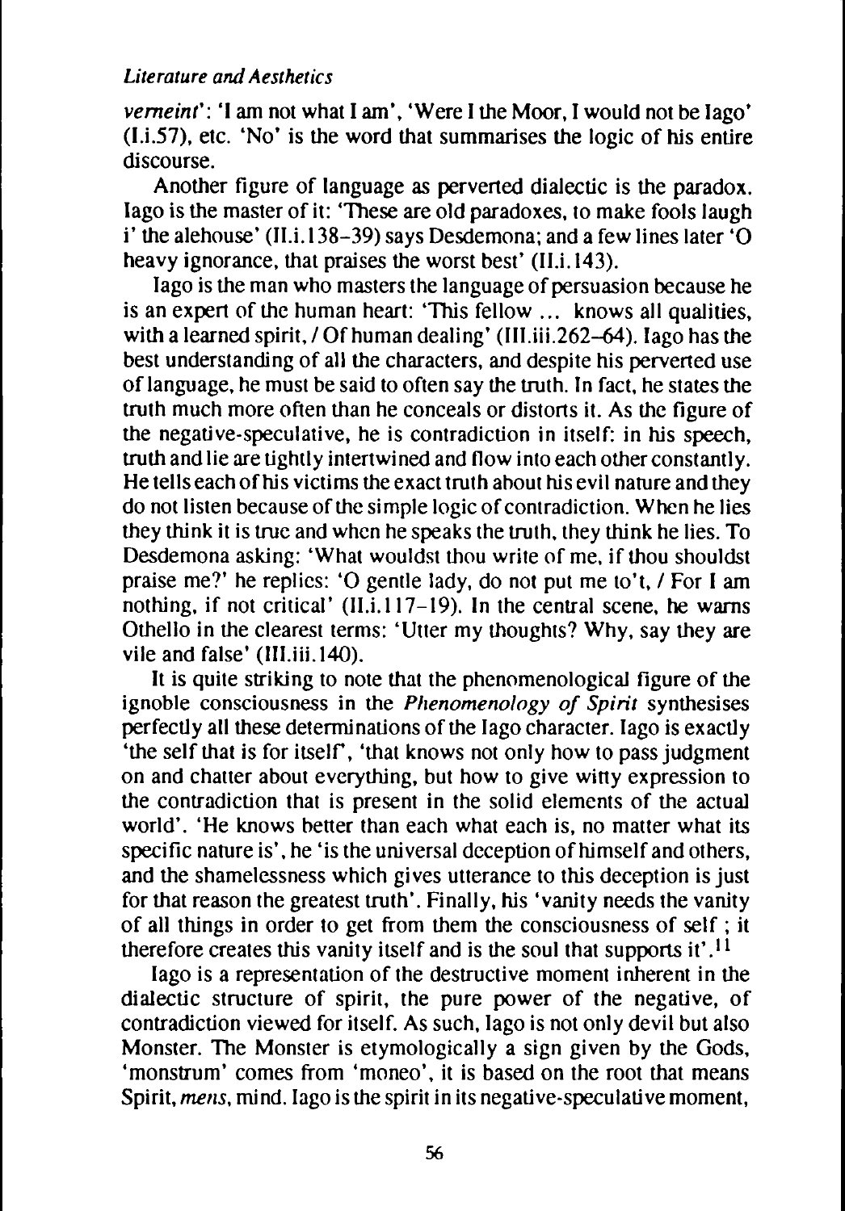*verneint*': 'I am not what I am', 'Were I the Moor, I would not be Iago' (I.i.57), etc. 'No' is the word that summarises the logic of his entire discourse.

Another figure of language as perverted dialectic is the paradox. Iago is the master of it: 'These are old paradoxes, to make fools laugh i' the alehouse' (II.i.138–39) says Desdemona; and a few lines later 'O heavy ignorance, that praises the worst best' (II.i.143).

Iago is the man who masters the language of persuasion because he is an expert of the human heart: 'This fellow ... knows all qualities, with a learned spirit, / Of human dealing' (III.iii.262–64). Iago has the best understanding of all the characters, and despite his perverted use of language, he must be said to often say the truth. In fact, he states the truth much more often than he conceals or distorts it. As the figure of the negative-speculative, he is contradiction in itself: in his speech, truth and lie are tightly intertwined and flow into each other constantly. He tells each of his victims the exact truth about his evil nature and they do not listen because of the simple logic of contradiction. When he lies they think it is true and when he speaks the truth, they think he lies. To Desdemona asking: 'What wouldst thou write of me, if thou shouldst praise me?' he replies: 'O gentle lady, do not put me to't, / For I am nothing, if not critical' (II.i.117–19). In the central scene, he warns Othello in the clearest terms: 'Utter my thoughts? Why, say they are vile and false' (III.iii.140).

It is quite striking to note that the phenomenological figure of the ignoble consciousness in the *Phenomenology of Spirit* synthesises perfectly all these determinations of the Iago character. Iago is exactly 'the self that is for itself', 'that knows not only how to pass judgment on and chatter about everything, but how to give witty expression to the contradiction that is present in the solid elements of the actual world'. 'He knows better than each what each is, no matter what its specific nature is', he 'is the universal deception of himself and others, and the shamelessness which gives utterance to this deception is just for that reason the greatest truth'. Finally, his 'vanity needs the vanity of all things in order to get from them the consciousness of self ; it therefore creates this vanity itself and is the soul that supports it'.[11]

Iago is a representation of the destructive moment inherent in the dialectic structure of spirit, the pure power of the negative, of contradiction viewed for itself. As such, Iago is not only devil but also Monster. The Monster is etymologically a sign given by the Gods, 'monstrum' comes from 'moneo', it is based on the root that means Spirit, *mens*, mind. Iago is the spirit in its negative-speculative moment,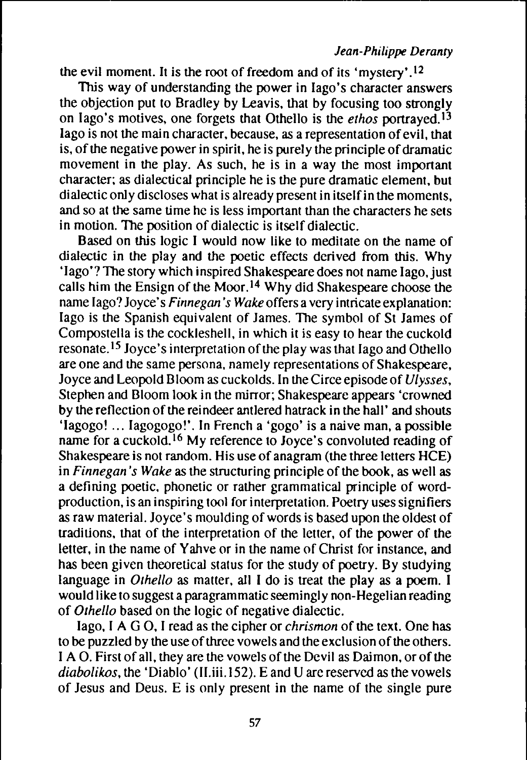the evil moment. It is the root of freedom and of its 'mystery'.[12]

This way of understanding the power in Iago's character answers the objection put to Bradley by Leavis, that by focusing too strongly on Iago's motives, one forgets that Othello is the *ethos* portrayed.[13] Iago is not the main character, because, as a representation of evil, that is, of the negative power in spirit, he is purely the principle of dramatic movement in the play. As such, he is in a way the most important character; as dialectical principle he is the pure dramatic element, but dialectic only discloses what is already present in itself in the moments, and so at the same time he is less important than the characters he sets in motion. The position of dialectic is itself dialectic.

Based on this logic I would now like to meditate on the name of dialectic in the play and the poetic effects derived from this. Why 'Iago'? The story which inspired Shakespeare does not name Iago, just calls him the Ensign of the Moor.[14] Why did Shakespeare choose the name Iago? Joyce's *Finnegan's Wake* offers a very intricate explanation: Iago is the Spanish equivalent of James. The symbol of St James of Compostella is the cockleshell, in which it is easy to hear the cuckold resonate.[15] Joyce's interpretation of the play was that Iago and Othello are one and the same persona, namely representations of Shakespeare, Joyce and Leopold Bloom as cuckolds. In the Circe episode of *Ulysses*, Stephen and Bloom look in the mirror; Shakespeare appears 'crowned by the reflection of the reindeer antlered hatrack in the hall' and shouts 'Iagogo! ... Iagogogo!'. In French a 'gogo' is a naive man, a possible name for a cuckold.[16] My reference to Joyce's convoluted reading of Shakespeare is not random. His use of anagram (the three letters HCE) in *Finnegan's Wake* as the structuring principle of the book, as well as a defining poetic, phonetic or rather grammatical principle of word-production, is an inspiring tool for interpretation. Poetry uses signifiers as raw material. Joyce's moulding of words is based upon the oldest of traditions, that of the interpretation of the letter, of the power of the letter, in the name of Yahve or in the name of Christ for instance, and has been given theoretical status for the study of poetry. By studying language in *Othello* as matter, all I do is treat the play as a poem. I would like to suggest a paragrammatic seemingly non-Hegelian reading of *Othello* based on the logic of negative dialectic.

Iago, I A G O, I read as the cipher or *chrismon* of the text. One has to be puzzled by the use of three vowels and the exclusion of the others. I A O. First of all, they are the vowels of the Devil as Daimon, or of the *diabolikos*, the 'Diablo' (II.iii.152). E and U are reserved as the vowels of Jesus and Deus. E is only present in the name of the single pure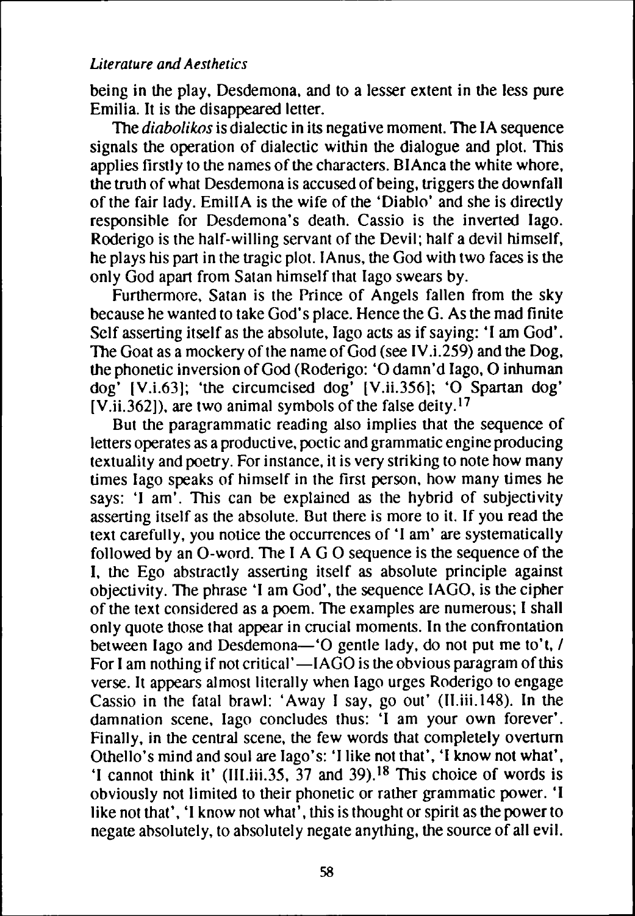being in the play, Desdemona, and to a lesser extent in the less pure Emilia. It is the disappeared letter.

The *diabolikos* is dialectic in its negative moment. The IA sequence signals the operation of dialectic within the dialogue and plot. This applies firstly to the names of the characters. BIAnca the white whore, the truth of what Desdemona is accused of being, triggers the downfall of the fair lady. EmilIA is the wife of the 'Diablo' and she is directly responsible for Desdemona's death. Cassio is the inverted Iago. Roderigo is the half-willing servant of the Devil; half a devil himself, he plays his part in the tragic plot. IAnus, the God with two faces is the only God apart from Satan himself that Iago swears by.

Furthermore, Satan is the Prince of Angels fallen from the sky because he wanted to take God's place. Hence the G. As the mad finite Self asserting itself as the absolute, Iago acts as if saying: 'I am God'. The Goat as a mockery of the name of God (see IV.i.259) and the Dog, the phonetic inversion of God (Roderigo: 'O damn'd Iago, O inhuman dog' [V.i.63]; 'the circumcised dog' [V.ii.356]; 'O Spartan dog' [V.ii.362]), are two animal symbols of the false deity.[17]

But the paragrammatic reading also implies that the sequence of letters operates as a productive, poetic and grammatic engine producing textuality and poetry. For instance, it is very striking to note how many times Iago speaks of himself in the first person, how many times he says: 'I am'. This can be explained as the hybrid of subjectivity asserting itself as the absolute. But there is more to it. If you read the text carefully, you notice the occurrences of 'I am' are systematically followed by an O-word. The I A G O sequence is the sequence of the I, the Ego abstractly asserting itself as absolute principle against objectivity. The phrase 'I am God', the sequence IAGO, is the cipher of the text considered as a poem. The examples are numerous; I shall only quote those that appear in crucial moments. In the confrontation between Iago and Desdemona—'O gentle lady, do not put me to't, / For I am nothing if not critical'—IAGO is the obvious paragram of this verse. It appears almost literally when Iago urges Roderigo to engage Cassio in the fatal brawl: 'Away I say, go out' (II.iii.148). In the damnation scene, Iago concludes thus: 'I am your own forever'. Finally, in the central scene, the few words that completely overturn Othello's mind and soul are Iago's: 'I like not that', 'I know not what', 'I cannot think it' (III.iii.35, 37 and 39).[18] This choice of words is obviously not limited to their phonetic or rather grammatic power. 'I like not that', 'I know not what', this is thought or spirit as the power to negate absolutely, to absolutely negate anything, the source of all evil.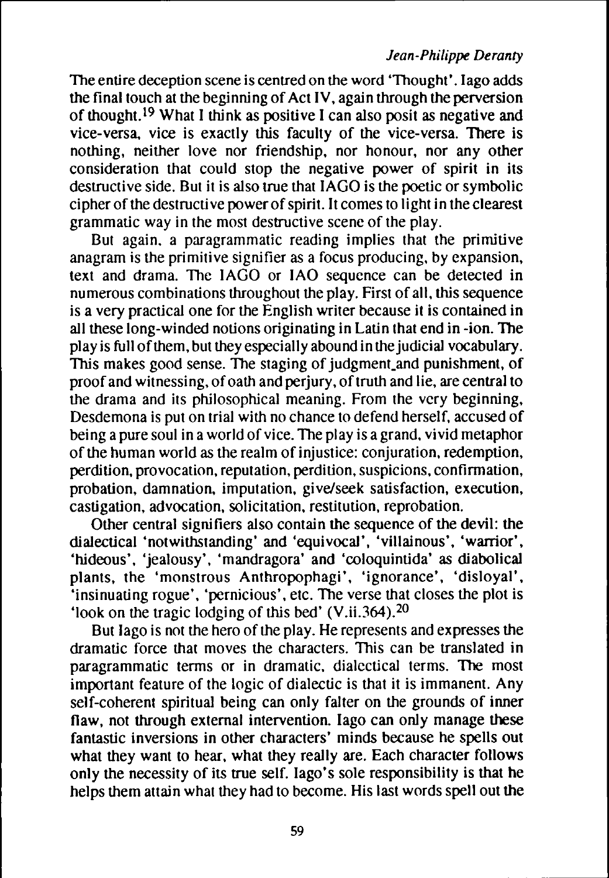The entire deception scene is centred on the word 'Thought'. Iago adds the final touch at the beginning of Act IV, again through the perversion of thought.[19] What I think as positive I can also posit as negative and vice-versa, vice is exactly this faculty of the vice-versa. There is nothing, neither love nor friendship, nor honour, nor any other consideration that could stop the negative power of spirit in its destructive side. But it is also true that IAGO is the poetic or symbolic cipher of the destructive power of spirit. It comes to light in the clearest grammatic way in the most destructive scene of the play.

But again, a paragrammatic reading implies that the primitive anagram is the primitive signifier as a focus producing, by expansion, text and drama. The IAGO or IAO sequence can be detected in numerous combinations throughout the play. First of all, this sequence is a very practical one for the English writer because it is contained in all these long-winded notions originating in Latin that end in -ion. The play is full of them, but they especially abound in the judicial vocabulary. This makes good sense. The staging of judgment and punishment, of proof and witnessing, of oath and perjury, of truth and lie, are central to the drama and its philosophical meaning. From the very beginning, Desdemona is put on trial with no chance to defend herself, accused of being a pure soul in a world of vice. The play is a grand, vivid metaphor of the human world as the realm of injustice: conjuration, redemption, perdition, provocation, reputation, perdition, suspicions, confirmation, probation, damnation, imputation, give/seek satisfaction, execution, castigation, advocation, solicitation, restitution, reprobation.

Other central signifiers also contain the sequence of the devil: the dialectical 'notwithstanding' and 'equivocal', 'villainous', 'warrior', 'hideous', 'jealousy', 'mandragora' and 'coloquintida' as diabolical plants, the 'monstrous Anthropophagi', 'ignorance', 'disloyal', 'insinuating rogue', 'pernicious', etc. The verse that closes the plot is 'look on the tragic lodging of this bed' (V.ii.364).[20]

But Iago is not the hero of the play. He represents and expresses the dramatic force that moves the characters. This can be translated in paragrammatic terms or in dramatic, dialectical terms. The most important feature of the logic of dialectic is that it is immanent. Any self-coherent spiritual being can only falter on the grounds of inner flaw, not through external intervention. Iago can only manage these fantastic inversions in other characters' minds because he spells out what they want to hear, what they really are. Each character follows only the necessity of its true self. Iago's sole responsibility is that he helps them attain what they had to become. His last words spell out the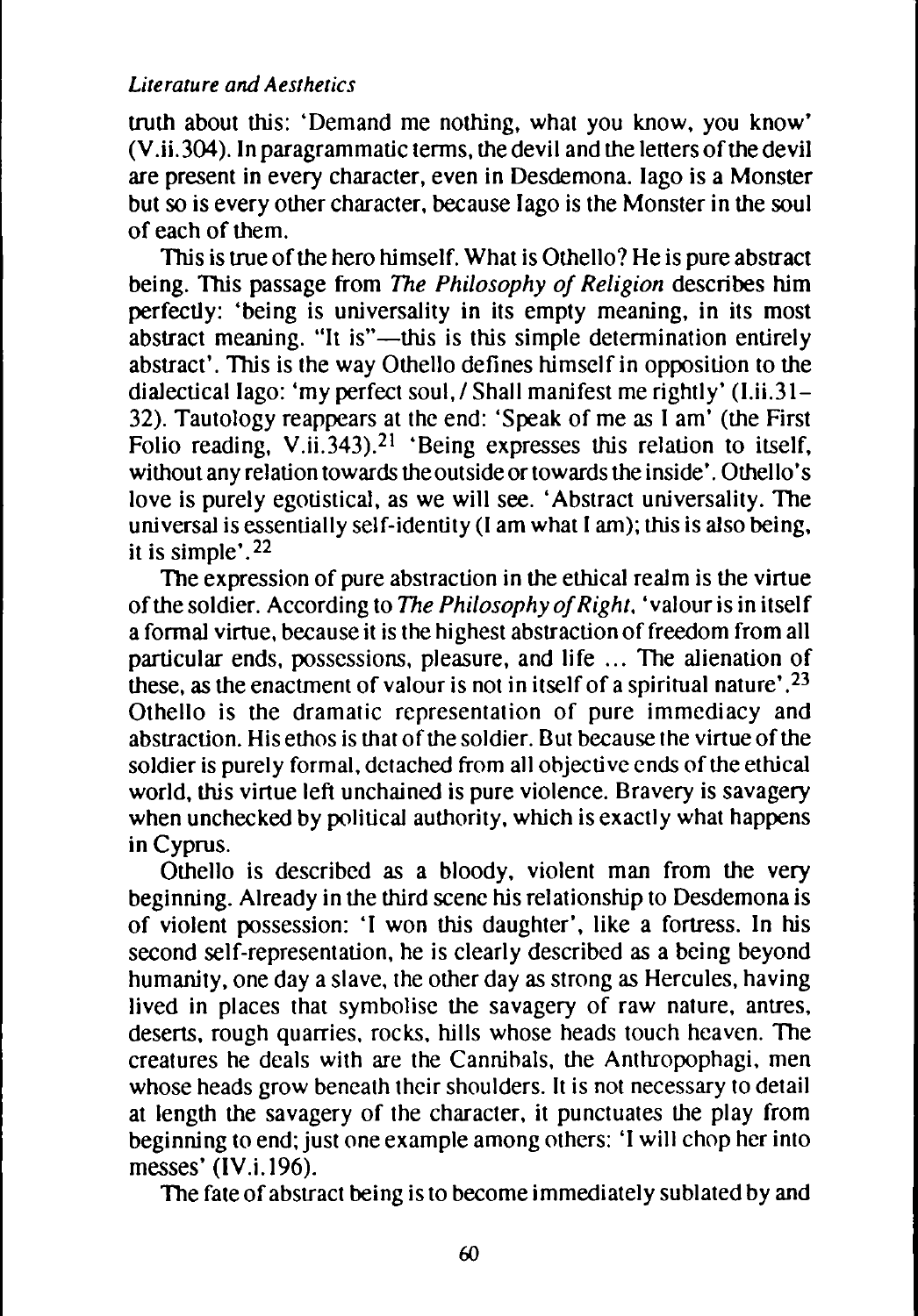truth about this: 'Demand me nothing, what you know, you know' (V.ii.304). In paragrammatic terms, the devil and the letters of the devil are present in every character, even in Desdemona. Iago is a Monster but so is every other character, because Iago is the Monster in the soul of each of them.

This is true of the hero himself. What is Othello? He is pure abstract being. This passage from *The Philosophy of Religion* describes him perfectly: 'being is universality in its empty meaning, in its most abstract meaning. "It is"—this is this simple determination entirely abstract'. This is the way Othello defines himself in opposition to the dialectical Iago: 'my perfect soul, / Shall manifest me rightly' (I.ii.31–32). Tautology reappears at the end: 'Speak of me as I am' (the First Folio reading, V.ii.343).[21] 'Being expresses this relation to itself, without any relation towards the outside or towards the inside'. Othello's love is purely egotistical, as we will see. 'Abstract universality. The universal is essentially self-identity (I am what I am); this is also being, it is simple'.[22]

The expression of pure abstraction in the ethical realm is the virtue of the soldier. According to *The Philosophy of Right*, 'valour is in itself a formal virtue, because it is the highest abstraction of freedom from all particular ends, possessions, pleasure, and life ... The alienation of these, as the enactment of valour is not in itself of a spiritual nature'.[23] Othello is the dramatic representation of pure immediacy and abstraction. His ethos is that of the soldier. But because the virtue of the soldier is purely formal, detached from all objective ends of the ethical world, this virtue left unchained is pure violence. Bravery is savagery when unchecked by political authority, which is exactly what happens in Cyprus.

Othello is described as a bloody, violent man from the very beginning. Already in the third scene his relationship to Desdemona is of violent possession: 'I won this daughter', like a fortress. In his second self-representation, he is clearly described as a being beyond humanity, one day a slave, the other day as strong as Hercules, having lived in places that symbolise the savagery of raw nature, antres, deserts, rough quarries, rocks, hills whose heads touch heaven. The creatures he deals with are the Cannibals, the Anthropophagi, men whose heads grow beneath their shoulders. It is not necessary to detail at length the savagery of the character, it punctuates the play from beginning to end; just one example among others: 'I will chop her into messes' (IV.i.196).

The fate of abstract being is to become immediately sublated by and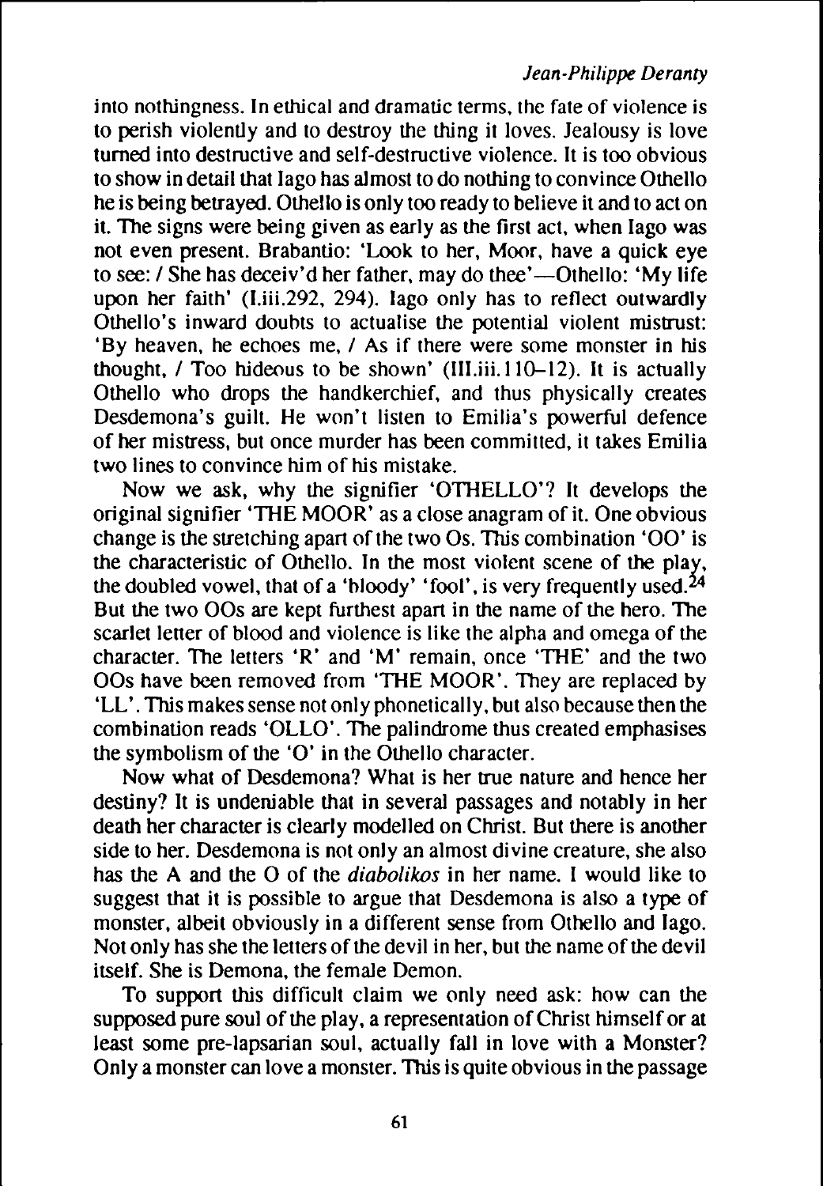into nothingness. In ethical and dramatic terms, the fate of violence is to perish violently and to destroy the thing it loves. Jealousy is love turned into destructive and self-destructive violence. It is too obvious to show in detail that Iago has almost to do nothing to convince Othello he is being betrayed. Othello is only too ready to believe it and to act on it. The signs were being given as early as the first act, when Iago was not even present. Brabantio: 'Look to her, Moor, have a quick eye to see: / She has deceiv'd her father, may do thee'—Othello: 'My life upon her faith' (I.iii.292, 294). Iago only has to reflect outwardly Othello's inward doubts to actualise the potential violent mistrust: 'By heaven, he echoes me, / As if there were some monster in his thought, / Too hideous to be shown' (III.iii.110–12). It is actually Othello who drops the handkerchief, and thus physically creates Desdemona's guilt. He won't listen to Emilia's powerful defence of her mistress, but once murder has been committed, it takes Emilia two lines to convince him of his mistake.

Now we ask, why the signifier 'OTHELLO'? It develops the original signifier 'THE MOOR' as a close anagram of it. One obvious change is the stretching apart of the two Os. This combination 'OO' is the characteristic of Othello. In the most violent scene of the play, the doubled vowel, that of a 'bloody' 'fool', is very frequently used.[24] But the two OOs are kept furthest apart in the name of the hero. The scarlet letter of blood and violence is like the alpha and omega of the character. The letters 'R' and 'M' remain, once 'THE' and the two OOs have been removed from 'THE MOOR'. They are replaced by 'LL'. This makes sense not only phonetically, but also because then the combination reads 'OLLO'. The palindrome thus created emphasises the symbolism of the 'O' in the Othello character.

Now what of Desdemona? What is her true nature and hence her destiny? It is undeniable that in several passages and notably in her death her character is clearly modelled on Christ. But there is another side to her. Desdemona is not only an almost divine creature, she also has the A and the O of the *diabolikos* in her name. I would like to suggest that it is possible to argue that Desdemona is also a type of monster, albeit obviously in a different sense from Othello and Iago. Not only has she the letters of the devil in her, but the name of the devil itself. She is Demona, the female Demon.

To support this difficult claim we only need ask: how can the supposed pure soul of the play, a representation of Christ himself or at least some pre-lapsarian soul, actually fall in love with a Monster? Only a monster can love a monster. This is quite obvious in the passage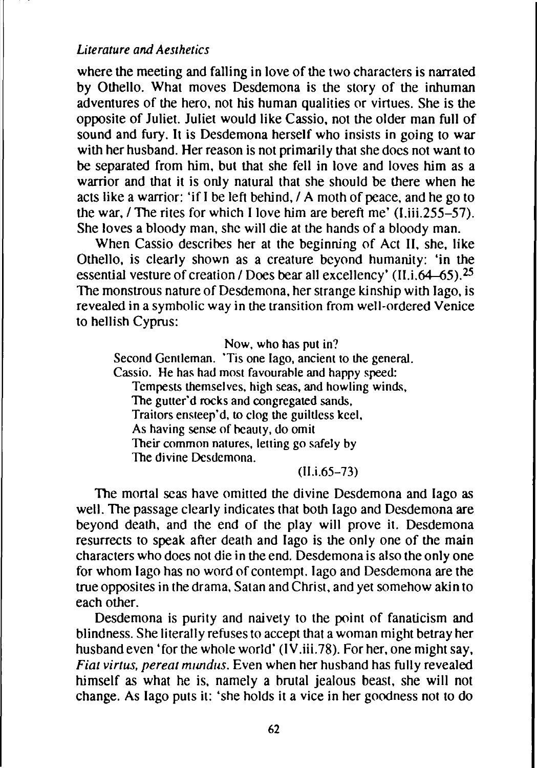where the meeting and falling in love of the two characters is narrated by Othello. What moves Desdemona is the story of the inhuman adventures of the hero, not his human qualities or virtues. She is the opposite of Juliet. Juliet would like Cassio, not the older man full of sound and fury. It is Desdemona herself who insists in going to war with her husband. Her reason is not primarily that she does not want to be separated from him, but that she fell in love and loves him as a warrior and that it is only natural that she should be there when he acts like a warrior: 'if I be left behind, / A moth of peace, and he go to the war, / The rites for which I love him are bereft me' (I.iii.255–57). She loves a bloody man, she will die at the hands of a bloody man.

When Cassio describes her at the beginning of Act II, she, like Othello, is clearly shown as a creature beyond humanity: 'in the essential vesture of creation / Does bear all excellency' (II.i.64–65).[25] The monstrous nature of Desdemona, her strange kinship with Iago, is revealed in a symbolic way in the transition from well-ordered Venice to hellish Cyprus:

> Now, who has put in?
> Second Gentleman. 'Tis one Iago, ancient to the general.
> Cassio. He has had most favourable and happy speed:
> Tempests themselves, high seas, and howling winds,
> The gutter'd rocks and congregated sands,
> Traitors ensteep'd, to clog the guiltless keel,
> As having sense of beauty, do omit
> Their common natures, letting go safely by
> The divine Desdemona.
>
> (II.i.65–73)

The mortal seas have omitted the divine Desdemona and Iago as well. The passage clearly indicates that both Iago and Desdemona are beyond death, and the end of the play will prove it. Desdemona resurrects to speak after death and Iago is the only one of the main characters who does not die in the end. Desdemona is also the only one for whom Iago has no word of contempt. Iago and Desdemona are the true opposites in the drama, Satan and Christ, and yet somehow akin to each other.

Desdemona is purity and naivety to the point of fanaticism and blindness. She literally refuses to accept that a woman might betray her husband even 'for the whole world' (IV.iii.78). For her, one might say, *Fiat virtus, pereat mundus*. Even when her husband has fully revealed himself as what he is, namely a brutal jealous beast, she will not change. As Iago puts it: 'she holds it a vice in her goodness not to do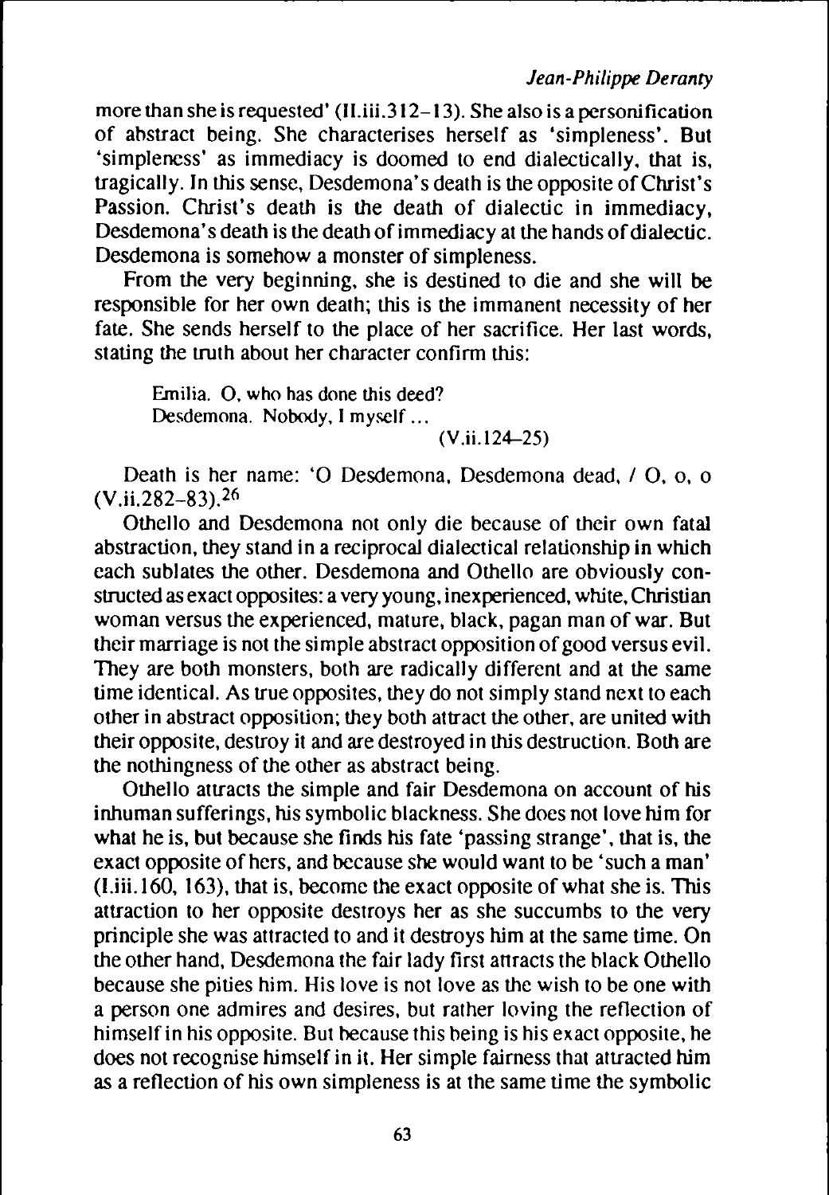more than she is requested' (II.iii.312–13). She also is a personification of abstract being. She characterises herself as 'simpleness'. But 'simpleness' as immediacy is doomed to end dialectically, that is, tragically. In this sense, Desdemona's death is the opposite of Christ's Passion. Christ's death is the death of dialectic in immediacy, Desdemona's death is the death of immediacy at the hands of dialectic. Desdemona is somehow a monster of simpleness.

From the very beginning, she is destined to die and she will be responsible for her own death; this is the immanent necessity of her fate. She sends herself to the place of her sacrifice. Her last words, stating the truth about her character confirm this:

> Emilia. O, who has done this deed?
> Desdemona. Nobody, I myself ...
> (V.ii.124–25)

Death is her name: 'O Desdemona, Desdemona dead, / O, o, o (V.ii.282–83).[26]

Othello and Desdemona not only die because of their own fatal abstraction, they stand in a reciprocal dialectical relationship in which each sublates the other. Desdemona and Othello are obviously constructed as exact opposites: a very young, inexperienced, white, Christian woman versus the experienced, mature, black, pagan man of war. But their marriage is not the simple abstract opposition of good versus evil. They are both monsters, both are radically different and at the same time identical. As true opposites, they do not simply stand next to each other in abstract opposition; they both attract the other, are united with their opposite, destroy it and are destroyed in this destruction. Both are the nothingness of the other as abstract being.

Othello attracts the simple and fair Desdemona on account of his inhuman sufferings, his symbolic blackness. She does not love him for what he is, but because she finds his fate 'passing strange', that is, the exact opposite of hers, and because she would want to be 'such a man' (I.iii.160, 163), that is, become the exact opposite of what she is. This attraction to her opposite destroys her as she succumbs to the very principle she was attracted to and it destroys him at the same time. On the other hand, Desdemona the fair lady first attracts the black Othello because she pities him. His love is not love as the wish to be one with a person one admires and desires, but rather loving the reflection of himself in his opposite. But because this being is his exact opposite, he does not recognise himself in it. Her simple fairness that attracted him as a reflection of his own simpleness is at the same time the symbolic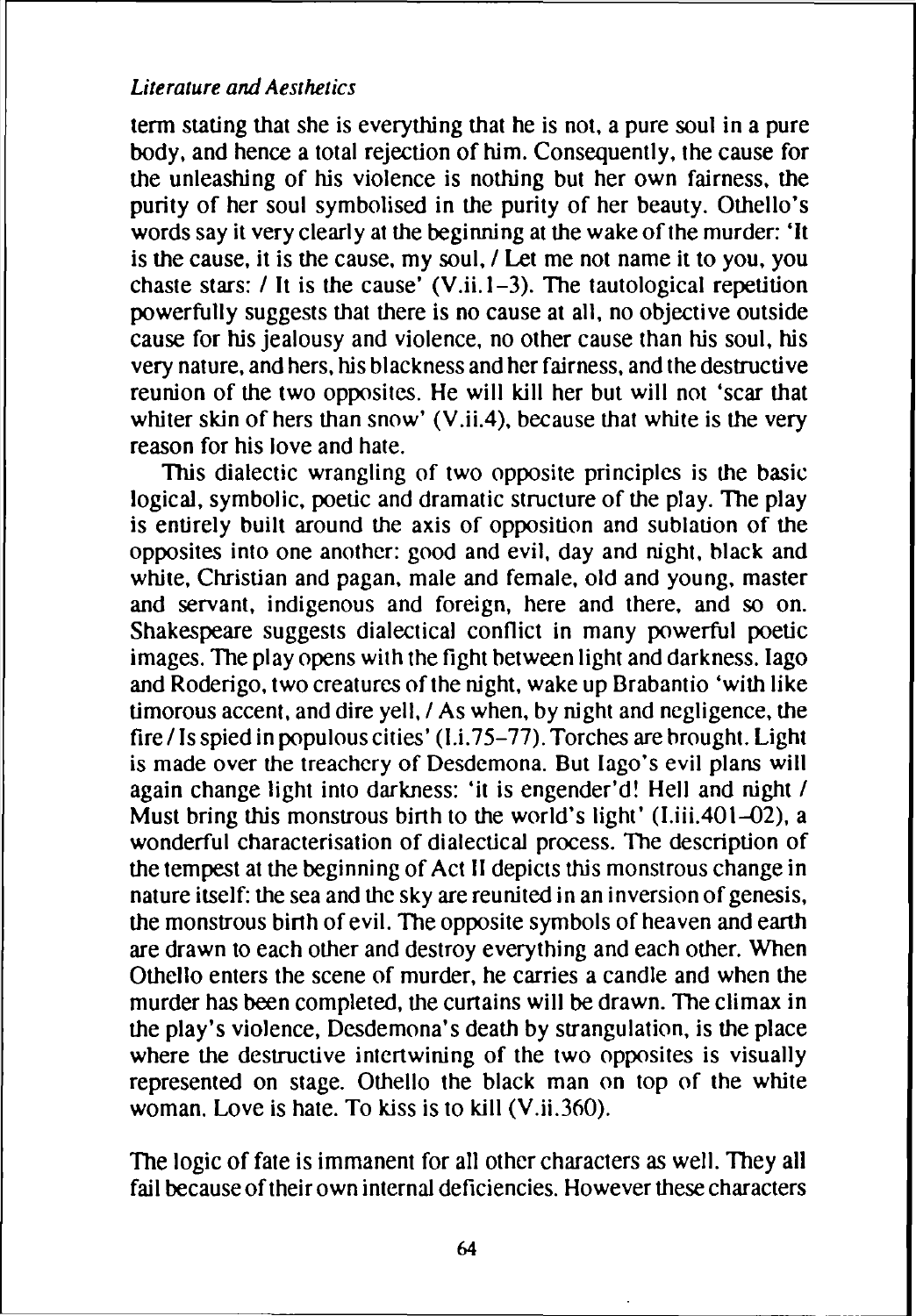term stating that she is everything that he is not, a pure soul in a pure body, and hence a total rejection of him. Consequently, the cause for the unleashing of his violence is nothing but her own fairness, the purity of her soul symbolised in the purity of her beauty. Othello's words say it very clearly at the beginning at the wake of the murder: 'It is the cause, it is the cause, my soul, / Let me not name it to you, you chaste stars: / It is the cause' (V.ii.1–3). The tautological repetition powerfully suggests that there is no cause at all, no objective outside cause for his jealousy and violence, no other cause than his soul, his very nature, and hers, his blackness and her fairness, and the destructive reunion of the two opposites. He will kill her but will not 'scar that whiter skin of hers than snow' (V.ii.4), because that white is the very reason for his love and hate.

This dialectic wrangling of two opposite principles is the basic logical, symbolic, poetic and dramatic structure of the play. The play is entirely built around the axis of opposition and sublation of the opposites into one another: good and evil, day and night, black and white, Christian and pagan, male and female, old and young, master and servant, indigenous and foreign, here and there, and so on. Shakespeare suggests dialectical conflict in many powerful poetic images. The play opens with the fight between light and darkness. Iago and Roderigo, two creatures of the night, wake up Brabantio 'with like timorous accent, and dire yell, / As when, by night and negligence, the fire / Is spied in populous cities' (I.i.75–77). Torches are brought. Light is made over the treachery of Desdemona. But Iago's evil plans will again change light into darkness: 'it is engender'd! Hell and night / Must bring this monstrous birth to the world's light' (I.iii.401–02), a wonderful characterisation of dialectical process. The description of the tempest at the beginning of Act II depicts this monstrous change in nature itself: the sea and the sky are reunited in an inversion of genesis, the monstrous birth of evil. The opposite symbols of heaven and earth are drawn to each other and destroy everything and each other. When Othello enters the scene of murder, he carries a candle and when the murder has been completed, the curtains will be drawn. The climax in the play's violence, Desdemona's death by strangulation, is the place where the destructive intertwining of the two opposites is visually represented on stage. Othello the black man on top of the white woman. Love is hate. To kiss is to kill (V.ii.360).

The logic of fate is immanent for all other characters as well. They all fail because of their own internal deficiencies. However these characters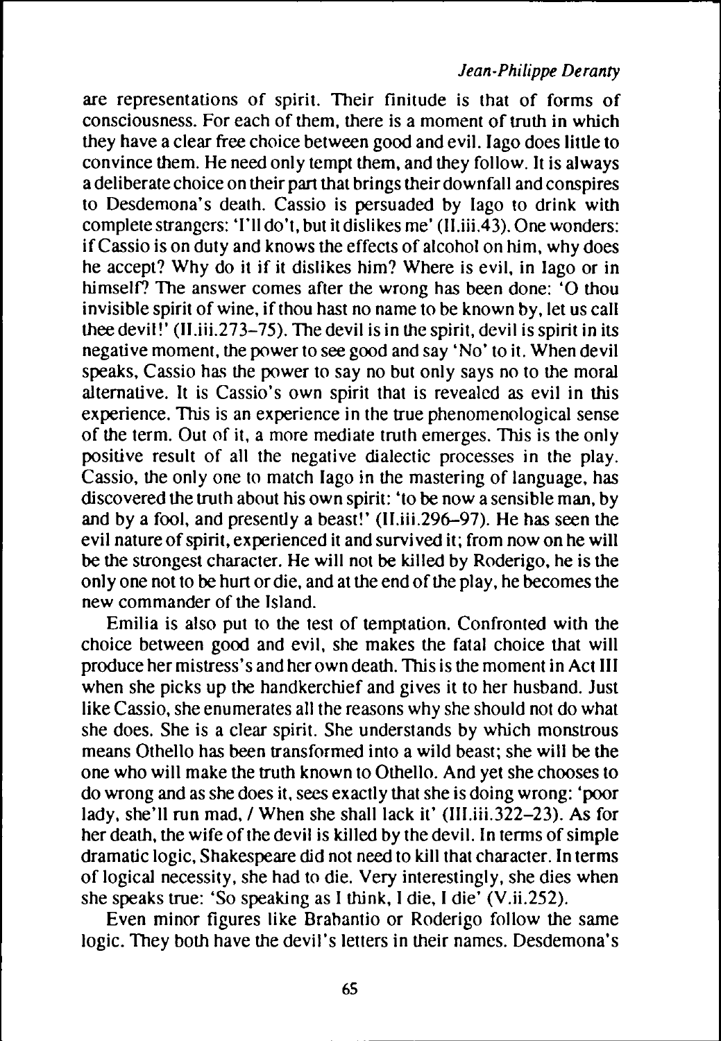are representations of spirit. Their finitude is that of forms of consciousness. For each of them, there is a moment of truth in which they have a clear free choice between good and evil. Iago does little to convince them. He need only tempt them, and they follow. It is always a deliberate choice on their part that brings their downfall and conspires to Desdemona's death. Cassio is persuaded by Iago to drink with complete strangers: 'I'll do't, but it dislikes me' (II.iii.43). One wonders: if Cassio is on duty and knows the effects of alcohol on him, why does he accept? Why do it if it dislikes him? Where is evil, in Iago or in himself? The answer comes after the wrong has been done: 'O thou invisible spirit of wine, if thou hast no name to be known by, let us call thee devil!' (II.iii.273–75). The devil is in the spirit, devil is spirit in its negative moment, the power to see good and say 'No' to it. When devil speaks, Cassio has the power to say no but only says no to the moral alternative. It is Cassio's own spirit that is revealed as evil in this experience. This is an experience in the true phenomenological sense of the term. Out of it, a more mediate truth emerges. This is the only positive result of all the negative dialectic processes in the play. Cassio, the only one to match Iago in the mastering of language, has discovered the truth about his own spirit: 'to be now a sensible man, by and by a fool, and presently a beast!' (II.iii.296–97). He has seen the evil nature of spirit, experienced it and survived it; from now on he will be the strongest character. He will not be killed by Roderigo, he is the only one not to be hurt or die, and at the end of the play, he becomes the new commander of the Island.

Emilia is also put to the test of temptation. Confronted with the choice between good and evil, she makes the fatal choice that will produce her mistress's and her own death. This is the moment in Act III when she picks up the handkerchief and gives it to her husband. Just like Cassio, she enumerates all the reasons why she should not do what she does. She is a clear spirit. She understands by which monstrous means Othello has been transformed into a wild beast; she will be the one who will make the truth known to Othello. And yet she chooses to do wrong and as she does it, sees exactly that she is doing wrong: 'poor lady, she'll run mad, / When she shall lack it' (III.iii.322–23). As for her death, the wife of the devil is killed by the devil. In terms of simple dramatic logic, Shakespeare did not need to kill that character. In terms of logical necessity, she had to die. Very interestingly, she dies when she speaks true: 'So speaking as I think, I die, I die' (V.ii.252).

Even minor figures like Brabantio or Roderigo follow the same logic. They both have the devil's letters in their names. Desdemona's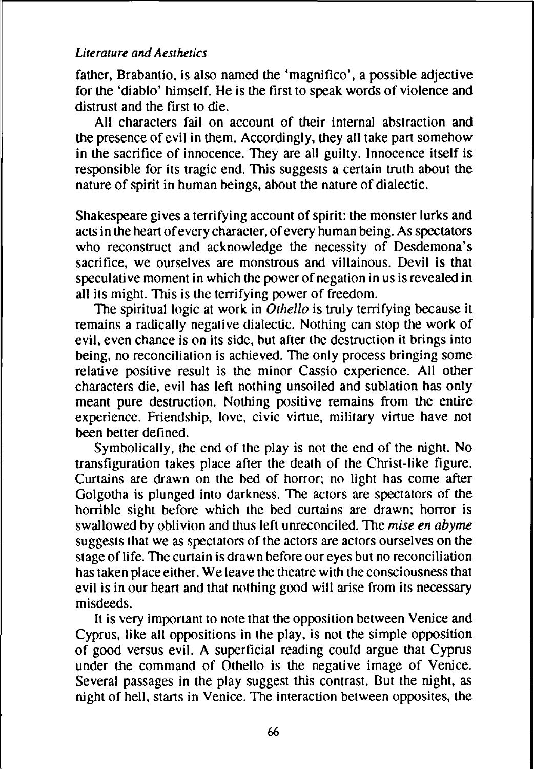father, Brabantio, is also named the 'magnifico', a possible adjective for the 'diablo' himself. He is the first to speak words of violence and distrust and the first to die.

All characters fail on account of their internal abstraction and the presence of evil in them. Accordingly, they all take part somehow in the sacrifice of innocence. They are all guilty. Innocence itself is responsible for its tragic end. This suggests a certain truth about the nature of spirit in human beings, about the nature of dialectic.

Shakespeare gives a terrifying account of spirit: the monster lurks and acts in the heart of every character, of every human being. As spectators who reconstruct and acknowledge the necessity of Desdemona's sacrifice, we ourselves are monstrous and villainous. Devil is that speculative moment in which the power of negation in us is revealed in all its might. This is the terrifying power of freedom.

The spiritual logic at work in *Othello* is truly terrifying because it remains a radically negative dialectic. Nothing can stop the work of evil, even chance is on its side, but after the destruction it brings into being, no reconciliation is achieved. The only process bringing some relative positive result is the minor Cassio experience. All other characters die, evil has left nothing unsoiled and sublation has only meant pure destruction. Nothing positive remains from the entire experience. Friendship, love, civic virtue, military virtue have not been better defined.

Symbolically, the end of the play is not the end of the night. No transfiguration takes place after the death of the Christ-like figure. Curtains are drawn on the bed of horror; no light has come after Golgotha is plunged into darkness. The actors are spectators of the horrible sight before which the bed curtains are drawn; horror is swallowed by oblivion and thus left unreconciled. The *mise en abyme* suggests that we as spectators of the actors are actors ourselves on the stage of life. The curtain is drawn before our eyes but no reconciliation has taken place either. We leave the theatre with the consciousness that evil is in our heart and that nothing good will arise from its necessary misdeeds.

It is very important to note that the opposition between Venice and Cyprus, like all oppositions in the play, is not the simple opposition of good versus evil. A superficial reading could argue that Cyprus under the command of Othello is the negative image of Venice. Several passages in the play suggest this contrast. But the night, as night of hell, starts in Venice. The interaction between opposites, the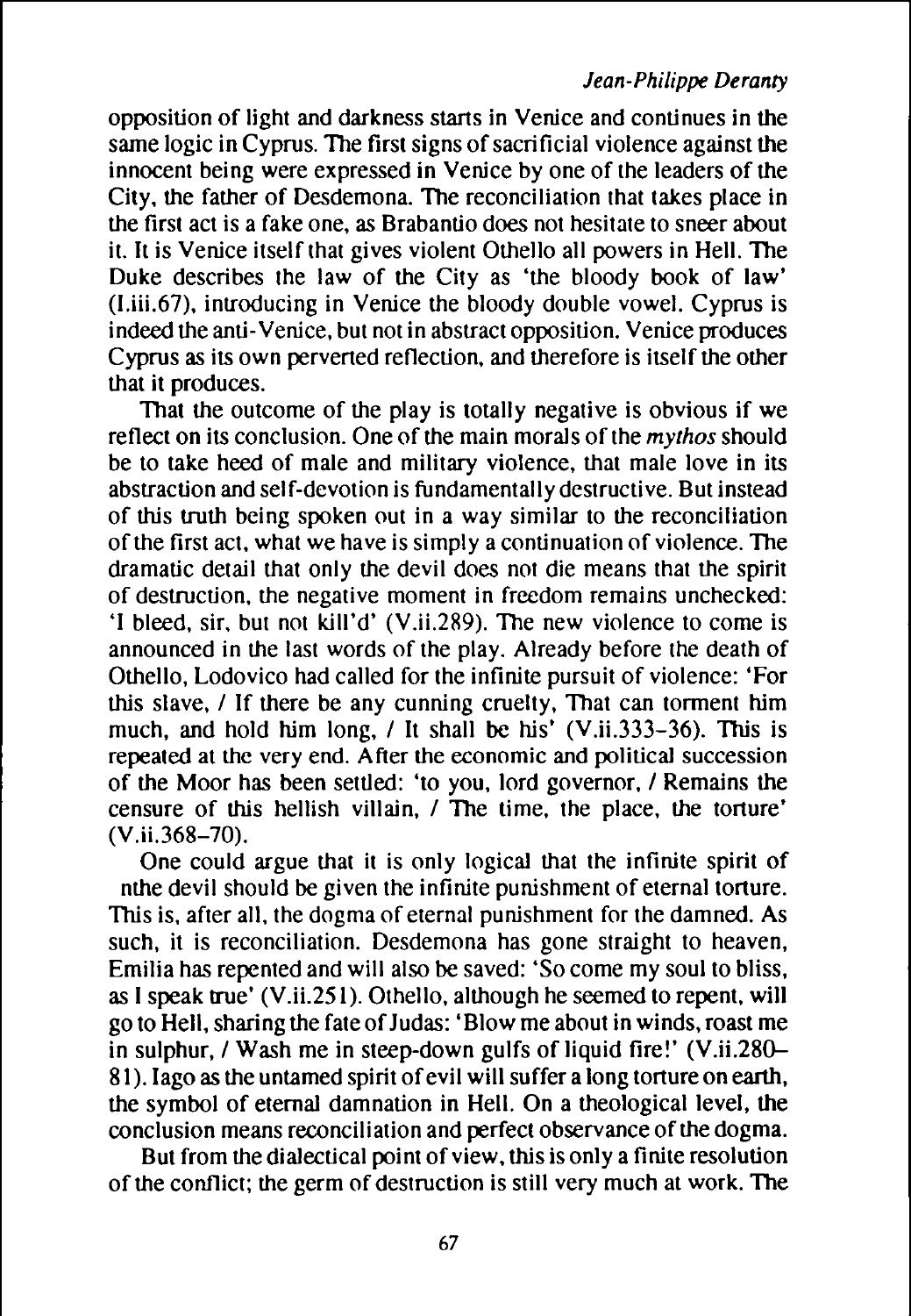opposition of light and darkness starts in Venice and continues in the same logic in Cyprus. The first signs of sacrificial violence against the innocent being were expressed in Venice by one of the leaders of the City, the father of Desdemona. The reconciliation that takes place in the first act is a fake one, as Brabantio does not hesitate to sneer about it. It is Venice itself that gives violent Othello all powers in Hell. The Duke describes the law of the City as 'the bloody book of law' (I.iii.67), introducing in Venice the bloody double vowel. Cyprus is indeed the anti-Venice, but not in abstract opposition. Venice produces Cyprus as its own perverted reflection, and therefore is itself the other that it produces.

That the outcome of the play is totally negative is obvious if we reflect on its conclusion. One of the main morals of the *mythos* should be to take heed of male and military violence, that male love in its abstraction and self-devotion is fundamentally destructive. But instead of this truth being spoken out in a way similar to the reconciliation of the first act, what we have is simply a continuation of violence. The dramatic detail that only the devil does not die means that the spirit of destruction, the negative moment in freedom remains unchecked: 'I bleed, sir, but not kill'd' (V.ii.289). The new violence to come is announced in the last words of the play. Already before the death of Othello, Lodovico had called for the infinite pursuit of violence: 'For this slave, / If there be any cunning cruelty, That can torment him much, and hold him long, / It shall be his' (V.ii.333–36). This is repeated at the very end. After the economic and political succession of the Moor has been settled: 'to you, lord governor, / Remains the censure of this hellish villain, / The time, the place, the torture' (V.ii.368–70).

One could argue that it is only logical that the infinite spirit of nthe devil should be given the infinite punishment of eternal torture. This is, after all, the dogma of eternal punishment for the damned. As such, it is reconciliation. Desdemona has gone straight to heaven, Emilia has repented and will also be saved: 'So come my soul to bliss, as I speak true' (V.ii.251). Othello, although he seemed to repent, will go to Hell, sharing the fate of Judas: 'Blow me about in winds, roast me in sulphur, / Wash me in steep-down gulfs of liquid fire!' (V.ii.280–81). Iago as the untamed spirit of evil will suffer a long torture on earth, the symbol of eternal damnation in Hell. On a theological level, the conclusion means reconciliation and perfect observance of the dogma.

But from the dialectical point of view, this is only a finite resolution of the conflict; the germ of destruction is still very much at work. The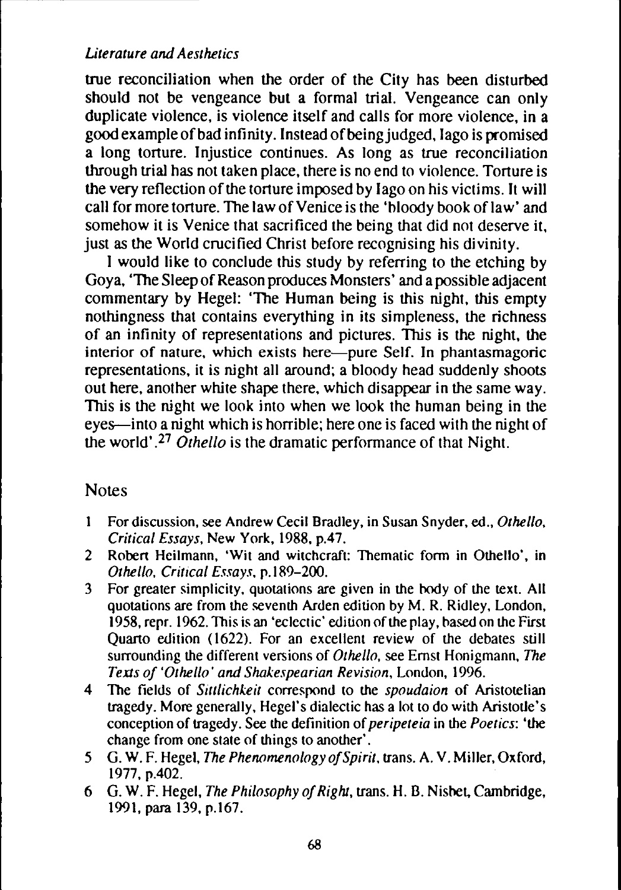true reconciliation when the order of the City has been disturbed should not be vengeance but a formal trial. Vengeance can only duplicate violence, is violence itself and calls for more violence, in a good example of bad infinity. Instead of being judged, Iago is promised a long torture. Injustice continues. As long as true reconciliation through trial has not taken place, there is no end to violence. Torture is the very reflection of the torture imposed by Iago on his victims. It will call for more torture. The law of Venice is the 'bloody book of law' and somehow it is Venice that sacrificed the being that did not deserve it, just as the World crucified Christ before recognising his divinity.

I would like to conclude this study by referring to the etching by Goya, 'The Sleep of Reason produces Monsters' and a possible adjacent commentary by Hegel: 'The Human being is this night, this empty nothingness that contains everything in its simpleness, the richness of an infinity of representations and pictures. This is the night, the interior of nature, which exists here—pure Self. In phantasmagoric representations, it is night all around; a bloody head suddenly shoots out here, another white shape there, which disappear in the same way. This is the night we look into when we look the human being in the eyes—into a night which is horrible; here one is faced with the night of the world'.[27] *Othello* is the dramatic performance of that Night.

## Notes

1. For discussion, see Andrew Cecil Bradley, in Susan Snyder, ed., *Othello, Critical Essays*, New York, 1988, p.47.
2. Robert Heilmann, 'Wit and witchcraft: Thematic form in Othello', in *Othello, Critical Essays*, p.189–200.
3. For greater simplicity, quotations are given in the body of the text. All quotations are from the seventh Arden edition by M. R. Ridley, London, 1958, repr. 1962. This is an 'eclectic' edition of the play, based on the First Quarto edition (1622). For an excellent review of the debates still surrounding the different versions of *Othello*, see Ernst Honigmann, *The Texts of 'Othello' and Shakespearian Revision*, London, 1996.
4. The fields of *Sittlichkeit* correspond to the *spoudaion* of Aristotelian tragedy. More generally, Hegel's dialectic has a lot to do with Aristotle's conception of tragedy. See the definition of *peripeteia* in the *Poetics*: 'the change from one state of things to another'.
5. G. W. F. Hegel, *The Phenomenology of Spirit*, trans. A. V. Miller, Oxford, 1977, p.402.
6. G. W. F. Hegel, *The Philosophy of Right*, trans. H. B. Nisbet, Cambridge, 1991, para 139, p.167.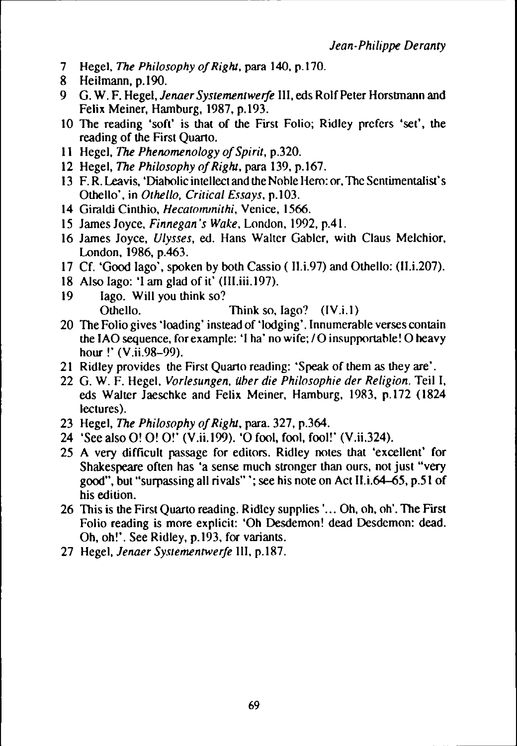7 Hegel, *The Philosophy of Right*, para 140, p.170.

8 Heilmann, p.190.

9 G. W. F. Hegel, *Jenaer Systementwerfe* III, eds Rolf Peter Horstmann and Felix Meiner, Hamburg, 1987, p.193.

10 The reading 'soft' is that of the First Folio; Ridley prefers 'set', the reading of the First Quarto.

11 Hegel, *The Phenomenology of Spirit*, p.320.

12 Hegel, *The Philosophy of Right*, para 139, p.167.

13 F. R. Leavis, 'Diabolic intellect and the Noble Hero: or, The Sentimentalist's Othello', in *Othello, Critical Essays*, p.103.

14 Giraldi Cinthio, *Hecatommithi*, Venice, 1566.

15 James Joyce, *Finnegan's Wake*, London, 1992, p.41.

16 James Joyce, *Ulysses*, ed. Hans Walter Gabler, with Claus Melchior, London, 1986, p.463.

17 Cf. 'Good Iago', spoken by both Cassio ( II.i.97) and Othello: (II.i.207).

18 Also Iago: 'I am glad of it' (III.iii.197).

19 Iago. Will you think so?
Othello. Think so, Iago? (IV.i.1)

20 The Folio gives 'loading' instead of 'lodging'. Innumerable verses contain the IAO sequence, for example: 'I ha' no wife; / O insupportable! O heavy hour !' (V.ii.98–99).

21 Ridley provides the First Quarto reading: 'Speak of them as they are'.

22 G. W. F. Hegel, *Vorlesungen, über die Philosophie der Religion*. Teil I, eds Walter Jaeschke and Felix Meiner, Hamburg, 1983, p.172 (1824 lectures).

23 Hegel, *The Philosophy of Right*, para. 327, p.364.

24 'See also O! O! O!' (V.ii.199). 'O fool, fool, fool!' (V.ii.324).

25 A very difficult passage for editors. Ridley notes that 'excellent' for Shakespeare often has 'a sense much stronger than ours, not just "very good", but "surpassing all rivals" '; see his note on Act II.i.64–65, p.51 of his edition.

26 This is the First Quarto reading. Ridley supplies '... Oh, oh, oh'. The First Folio reading is more explicit: 'Oh Desdemon! dead Desdemon: dead. Oh, oh!'. See Ridley, p.193, for variants.

27 Hegel, *Jenaer Systementwerfe* III, p.187.